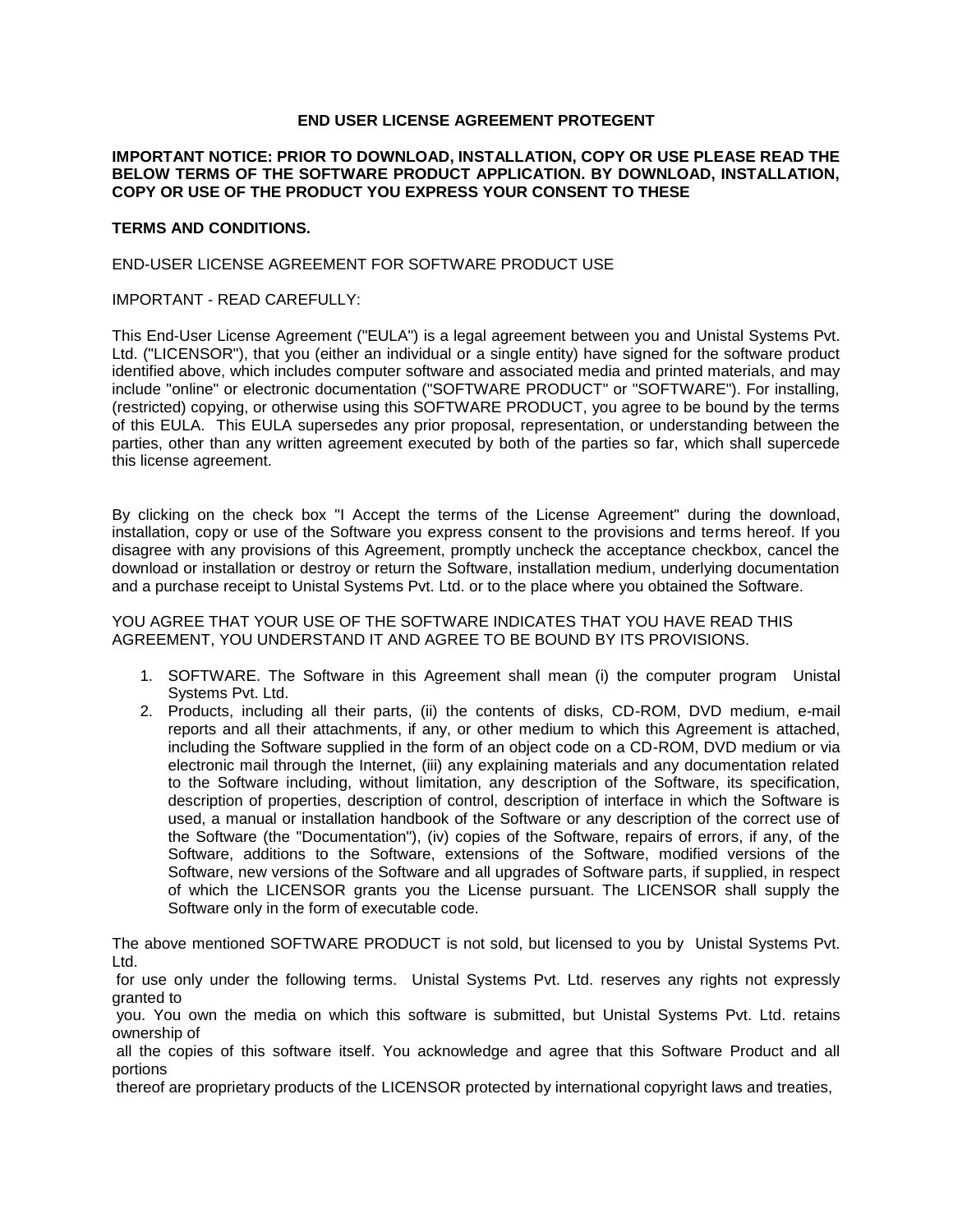**END USER LICENSE AGREEMENT PROTEGENT**

**IMPORTANT NOTICE: PRIOR TO DOWNLOAD, INSTALLATION, COPY OR USE PLEASE READ THE BELOW TERMS OF THE SOFTWARE PRODUCT APPLICATION. BY DOWNLOAD, INSTALLATION, COPY OR USE OF THE PRODUCT YOU EXPRESS YOUR CONSENT TO THESE**

**TERMS AND CONDITIONS.**

END-USER LICENSE AGREEMENT FOR SOFTWARE PRODUCT USE

IMPORTANT - READ CAREFULLY:

This End-User License Agreement ("EULA") is a legal agreement between you and Unistal Systems Pvt. Ltd. ("LICENSOR"), that you (either an individual or a single entity) have signed for the software product identified above, which includes computer software and associated media and printed materials, and may include "online" or electronic documentation ("SOFTWARE PRODUCT" or "SOFTWARE"). For installing, (restricted) copying, or otherwise using this SOFTWARE PRODUCT, you agree to be bound by the terms of this EULA. This EULA supersedes any prior proposal, representation, or understanding between the parties, other than any written agreement executed by both of the parties so far, which shall supercede this license agreement.

By clicking on the check box "I Accept the terms of the License Agreement" during the download, installation, copy or use of the Software you express consent to the provisions and terms hereof. If you disagree with any provisions of this Agreement, promptly uncheck the acceptance checkbox, cancel the download or installation or destroy or return the Software, installation medium, underlying documentation and a purchase receipt to Unistal Systems Pvt. Ltd. or to the place where you obtained the Software.

YOU AGREE THAT YOUR USE OF THE SOFTWARE INDICATES THAT YOU HAVE READ THIS AGREEMENT, YOU UNDERSTAND IT AND AGREE TO BE BOUND BY ITS PROVISIONS.

1. SOFTWARE. The Software in this Agreement shall mean (i) the computer program Unistal Systems Pvt. Ltd.
2. Products, including all their parts, (ii) the contents of disks, CD-ROM, DVD medium, e-mail reports and all their attachments, if any, or other medium to which this Agreement is attached, including the Software supplied in the form of an object code on a CD-ROM, DVD medium or via electronic mail through the Internet, (iii) any explaining materials and any documentation related to the Software including, without limitation, any description of the Software, its specification, description of properties, description of control, description of interface in which the Software is used, a manual or installation handbook of the Software or any description of the correct use of the Software (the "Documentation"), (iv) copies of the Software, repairs of errors, if any, of the Software, additions to the Software, extensions of the Software, modified versions of the Software, new versions of the Software and all upgrades of Software parts, if supplied, in respect of which the LICENSOR grants you the License pursuant. The LICENSOR shall supply the Software only in the form of executable code.

The above mentioned SOFTWARE PRODUCT is not sold, but licensed to you by Unistal Systems Pvt. Ltd.
for use only under the following terms. Unistal Systems Pvt. Ltd. reserves any rights not expressly granted to
you. You own the media on which this software is submitted, but Unistal Systems Pvt. Ltd. retains ownership of
all the copies of this software itself. You acknowledge and agree that this Software Product and all portions
thereof are proprietary products of the LICENSOR protected by international copyright laws and treaties,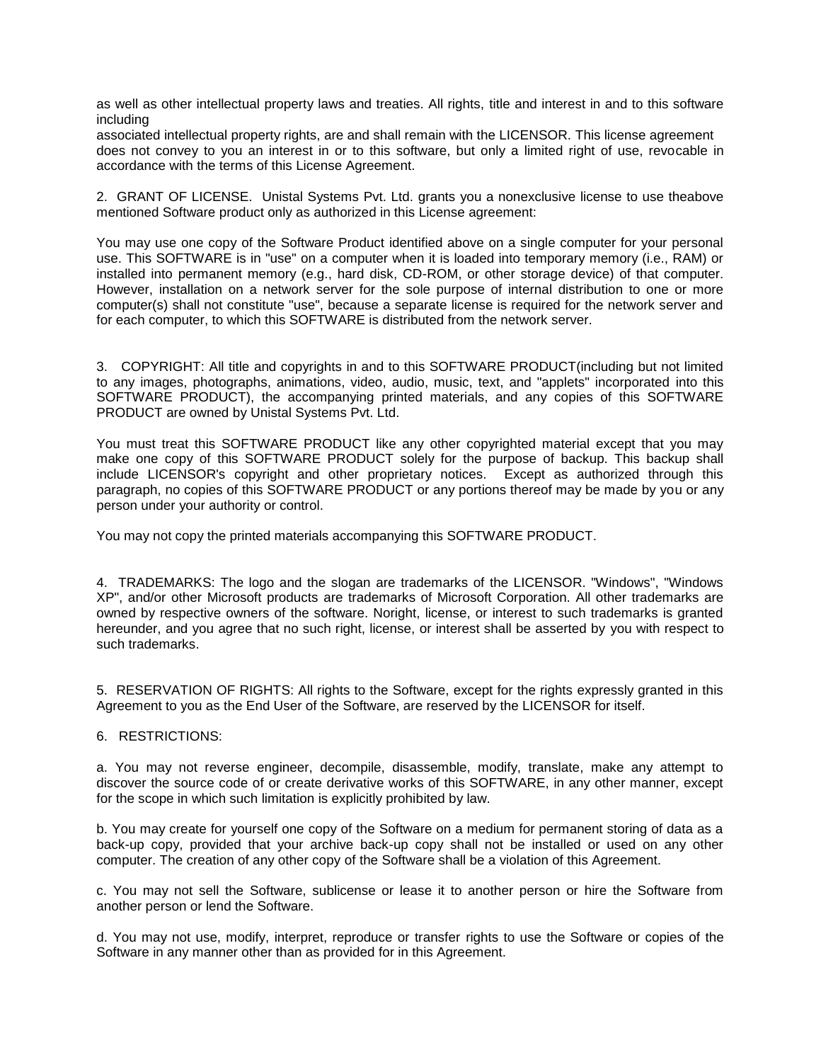as well as other intellectual property laws and treaties. All rights, title and interest in and to this software including
associated intellectual property rights, are and shall remain with the LICENSOR. This license agreement does not convey to you an interest in or to this software, but only a limited right of use, revocable in accordance with the terms of this License Agreement.

2. GRANT OF LICENSE. Unistal Systems Pvt. Ltd. grants you a nonexclusive license to use theabove mentioned Software product only as authorized in this License agreement:

You may use one copy of the Software Product identified above on a single computer for your personal use. This SOFTWARE is in "use" on a computer when it is loaded into temporary memory (i.e., RAM) or installed into permanent memory (e.g., hard disk, CD-ROM, or other storage device) of that computer. However, installation on a network server for the sole purpose of internal distribution to one or more computer(s) shall not constitute "use", because a separate license is required for the network server and for each computer, to which this SOFTWARE is distributed from the network server.

3. COPYRIGHT: All title and copyrights in and to this SOFTWARE PRODUCT(including but not limited to any images, photographs, animations, video, audio, music, text, and "applets" incorporated into this SOFTWARE PRODUCT), the accompanying printed materials, and any copies of this SOFTWARE PRODUCT are owned by Unistal Systems Pvt. Ltd.

You must treat this SOFTWARE PRODUCT like any other copyrighted material except that you may make one copy of this SOFTWARE PRODUCT solely for the purpose of backup. This backup shall include LICENSOR's copyright and other proprietary notices. Except as authorized through this paragraph, no copies of this SOFTWARE PRODUCT or any portions thereof may be made by you or any person under your authority or control.

You may not copy the printed materials accompanying this SOFTWARE PRODUCT.

4. TRADEMARKS: The logo and the slogan are trademarks of the LICENSOR. "Windows", "Windows XP", and/or other Microsoft products are trademarks of Microsoft Corporation. All other trademarks are owned by respective owners of the software. Noright, license, or interest to such trademarks is granted hereunder, and you agree that no such right, license, or interest shall be asserted by you with respect to such trademarks.

5. RESERVATION OF RIGHTS: All rights to the Software, except for the rights expressly granted in this Agreement to you as the End User of the Software, are reserved by the LICENSOR for itself.

6. RESTRICTIONS:

a. You may not reverse engineer, decompile, disassemble, modify, translate, make any attempt to discover the source code of or create derivative works of this SOFTWARE, in any other manner, except for the scope in which such limitation is explicitly prohibited by law.

b. You may create for yourself one copy of the Software on a medium for permanent storing of data as a back-up copy, provided that your archive back-up copy shall not be installed or used on any other computer. The creation of any other copy of the Software shall be a violation of this Agreement.

c. You may not sell the Software, sublicense or lease it to another person or hire the Software from another person or lend the Software.

d. You may not use, modify, interpret, reproduce or transfer rights to use the Software or copies of the Software in any manner other than as provided for in this Agreement.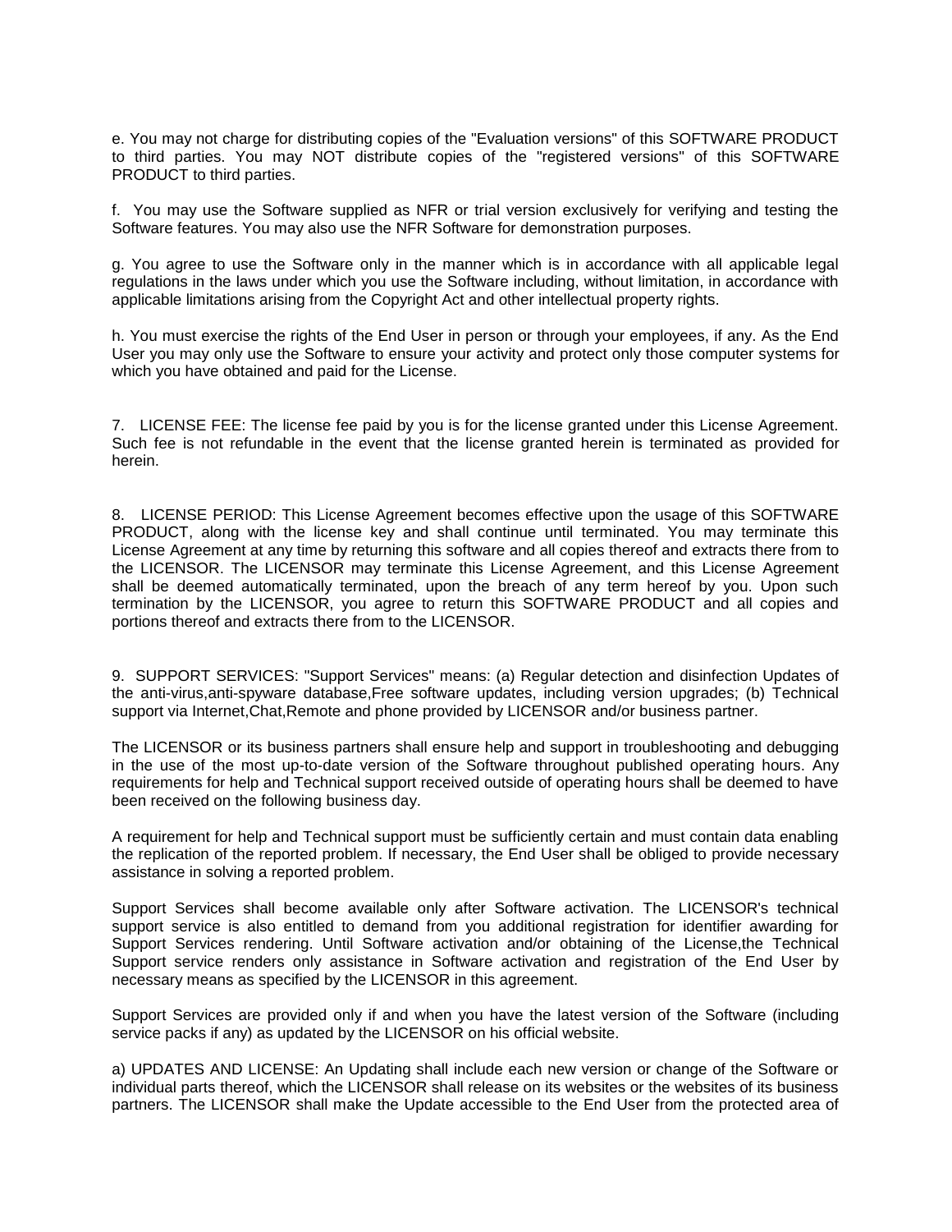e. You may not charge for distributing copies of the "Evaluation versions" of this SOFTWARE PRODUCT to third parties. You may NOT distribute copies of the "registered versions" of this SOFTWARE PRODUCT to third parties.

f. You may use the Software supplied as NFR or trial version exclusively for verifying and testing the Software features. You may also use the NFR Software for demonstration purposes.

g. You agree to use the Software only in the manner which is in accordance with all applicable legal regulations in the laws under which you use the Software including, without limitation, in accordance with applicable limitations arising from the Copyright Act and other intellectual property rights.

h. You must exercise the rights of the End User in person or through your employees, if any. As the End User you may only use the Software to ensure your activity and protect only those computer systems for which you have obtained and paid for the License.

7. LICENSE FEE: The license fee paid by you is for the license granted under this License Agreement. Such fee is not refundable in the event that the license granted herein is terminated as provided for herein.

8. LICENSE PERIOD: This License Agreement becomes effective upon the usage of this SOFTWARE PRODUCT, along with the license key and shall continue until terminated. You may terminate this License Agreement at any time by returning this software and all copies thereof and extracts there from to the LICENSOR. The LICENSOR may terminate this License Agreement, and this License Agreement shall be deemed automatically terminated, upon the breach of any term hereof by you. Upon such termination by the LICENSOR, you agree to return this SOFTWARE PRODUCT and all copies and portions thereof and extracts there from to the LICENSOR.

9. SUPPORT SERVICES: "Support Services" means: (a) Regular detection and disinfection Updates of the anti-virus,anti-spyware database,Free software updates, including version upgrades; (b) Technical support via Internet,Chat,Remote and phone provided by LICENSOR and/or business partner.

The LICENSOR or its business partners shall ensure help and support in troubleshooting and debugging in the use of the most up-to-date version of the Software throughout published operating hours. Any requirements for help and Technical support received outside of operating hours shall be deemed to have been received on the following business day.

A requirement for help and Technical support must be sufficiently certain and must contain data enabling the replication of the reported problem. If necessary, the End User shall be obliged to provide necessary assistance in solving a reported problem.

Support Services shall become available only after Software activation. The LICENSOR's technical support service is also entitled to demand from you additional registration for identifier awarding for Support Services rendering. Until Software activation and/or obtaining of the License,the Technical Support service renders only assistance in Software activation and registration of the End User by necessary means as specified by the LICENSOR in this agreement.

Support Services are provided only if and when you have the latest version of the Software (including service packs if any) as updated by the LICENSOR on his official website.

a) UPDATES AND LICENSE: An Updating shall include each new version or change of the Software or individual parts thereof, which the LICENSOR shall release on its websites or the websites of its business partners. The LICENSOR shall make the Update accessible to the End User from the protected area of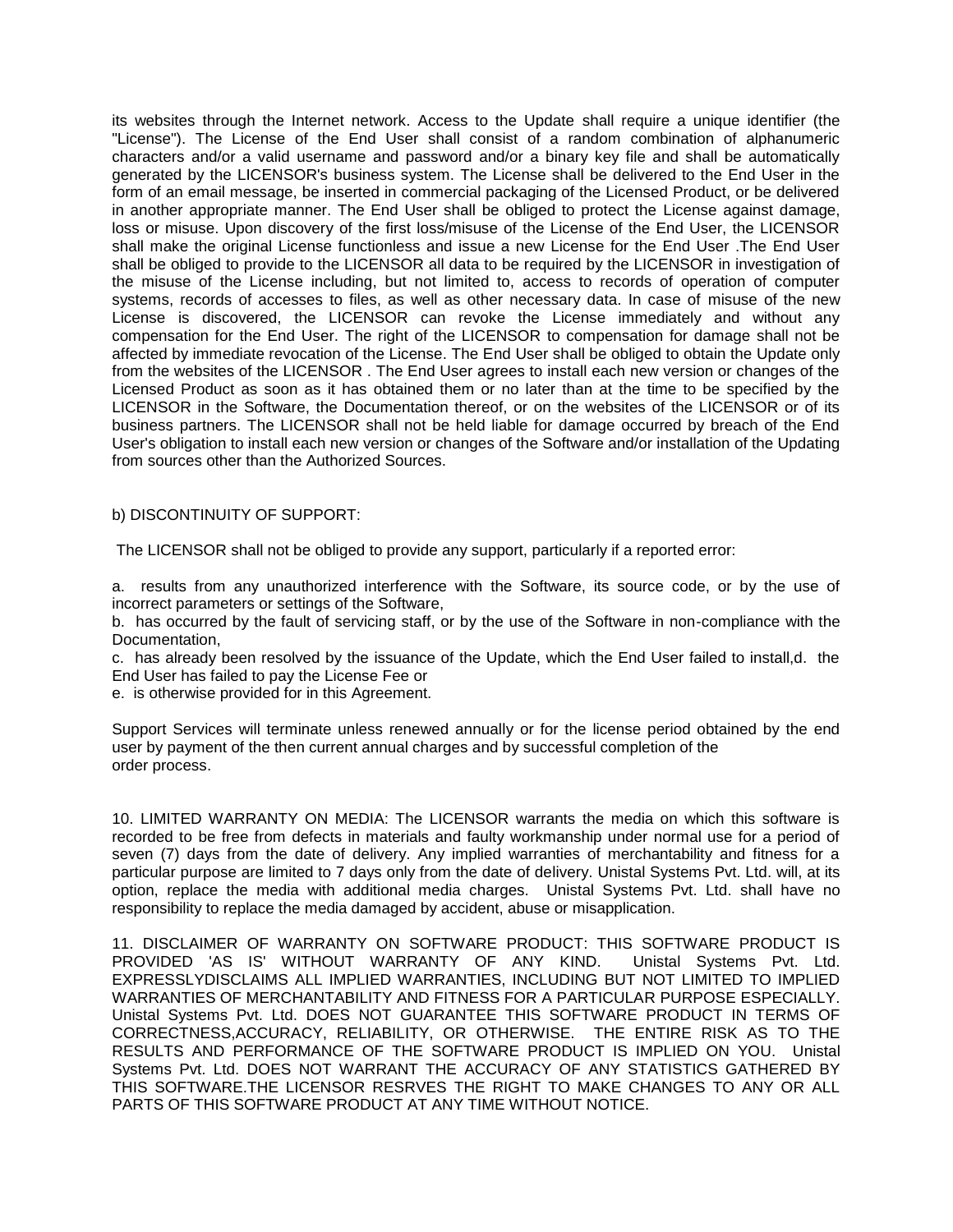its websites through the Internet network. Access to the Update shall require a unique identifier (the "License"). The License of the End User shall consist of a random combination of alphanumeric characters and/or a valid username and password and/or a binary key file and shall be automatically generated by the LICENSOR's business system. The License shall be delivered to the End User in the form of an email message, be inserted in commercial packaging of the Licensed Product, or be delivered in another appropriate manner. The End User shall be obliged to protect the License against damage, loss or misuse. Upon discovery of the first loss/misuse of the License of the End User, the LICENSOR shall make the original License functionless and issue a new License for the End User .The End User shall be obliged to provide to the LICENSOR all data to be required by the LICENSOR in investigation of the misuse of the License including, but not limited to, access to records of operation of computer systems, records of accesses to files, as well as other necessary data. In case of misuse of the new License is discovered, the LICENSOR can revoke the License immediately and without any compensation for the End User. The right of the LICENSOR to compensation for damage shall not be affected by immediate revocation of the License. The End User shall be obliged to obtain the Update only from the websites of the LICENSOR . The End User agrees to install each new version or changes of the Licensed Product as soon as it has obtained them or no later than at the time to be specified by the LICENSOR in the Software, the Documentation thereof, or on the websites of the LICENSOR or of its business partners. The LICENSOR shall not be held liable for damage occurred by breach of the End User's obligation to install each new version or changes of the Software and/or installation of the Updating from sources other than the Authorized Sources.

b) DISCONTINUITY OF SUPPORT:

The LICENSOR shall not be obliged to provide any support, particularly if a reported error:

a. results from any unauthorized interference with the Software, its source code, or by the use of incorrect parameters or settings of the Software,
b. has occurred by the fault of servicing staff, or by the use of the Software in non-compliance with the Documentation,
c. has already been resolved by the issuance of the Update, which the End User failed to install,d. the End User has failed to pay the License Fee or
e. is otherwise provided for in this Agreement.

Support Services will terminate unless renewed annually or for the license period obtained by the end user by payment of the then current annual charges and by successful completion of the order process.

10. LIMITED WARRANTY ON MEDIA: The LICENSOR warrants the media on which this software is recorded to be free from defects in materials and faulty workmanship under normal use for a period of seven (7) days from the date of delivery. Any implied warranties of merchantability and fitness for a particular purpose are limited to 7 days only from the date of delivery. Unistal Systems Pvt. Ltd. will, at its option, replace the media with additional media charges. Unistal Systems Pvt. Ltd. shall have no responsibility to replace the media damaged by accident, abuse or misapplication.

11. DISCLAIMER OF WARRANTY ON SOFTWARE PRODUCT: THIS SOFTWARE PRODUCT IS PROVIDED 'AS IS' WITHOUT WARRANTY OF ANY KIND. Unistal Systems Pvt. Ltd. EXPRESSLYDISCLAIMS ALL IMPLIED WARRANTIES, INCLUDING BUT NOT LIMITED TO IMPLIED WARRANTIES OF MERCHANTABILITY AND FITNESS FOR A PARTICULAR PURPOSE ESPECIALLY. Unistal Systems Pvt. Ltd. DOES NOT GUARANTEE THIS SOFTWARE PRODUCT IN TERMS OF CORRECTNESS,ACCURACY, RELIABILITY, OR OTHERWISE. THE ENTIRE RISK AS TO THE RESULTS AND PERFORMANCE OF THE SOFTWARE PRODUCT IS IMPLIED ON YOU. Unistal Systems Pvt. Ltd. DOES NOT WARRANT THE ACCURACY OF ANY STATISTICS GATHERED BY THIS SOFTWARE.THE LICENSOR RESRVES THE RIGHT TO MAKE CHANGES TO ANY OR ALL PARTS OF THIS SOFTWARE PRODUCT AT ANY TIME WITHOUT NOTICE.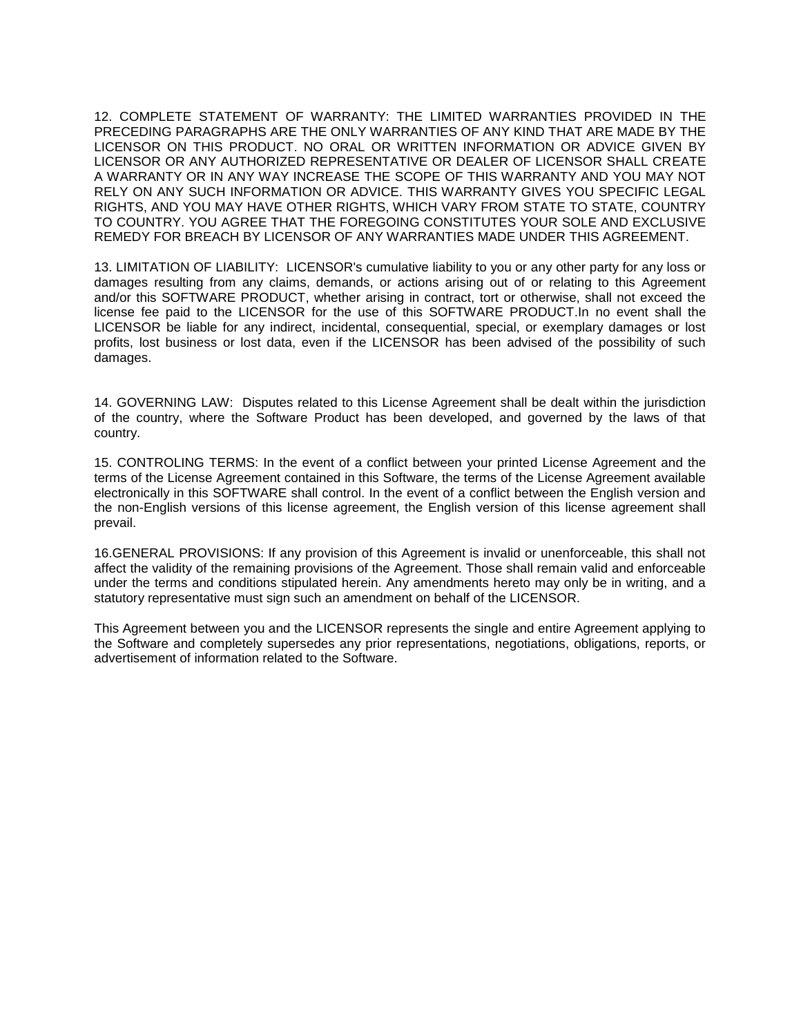12. COMPLETE STATEMENT OF WARRANTY: THE LIMITED WARRANTIES PROVIDED IN THE PRECEDING PARAGRAPHS ARE THE ONLY WARRANTIES OF ANY KIND THAT ARE MADE BY THE LICENSOR ON THIS PRODUCT. NO ORAL OR WRITTEN INFORMATION OR ADVICE GIVEN BY LICENSOR OR ANY AUTHORIZED REPRESENTATIVE OR DEALER OF LICENSOR SHALL CREATE A WARRANTY OR IN ANY WAY INCREASE THE SCOPE OF THIS WARRANTY AND YOU MAY NOT RELY ON ANY SUCH INFORMATION OR ADVICE. THIS WARRANTY GIVES YOU SPECIFIC LEGAL RIGHTS, AND YOU MAY HAVE OTHER RIGHTS, WHICH VARY FROM STATE TO STATE, COUNTRY TO COUNTRY. YOU AGREE THAT THE FOREGOING CONSTITUTES YOUR SOLE AND EXCLUSIVE REMEDY FOR BREACH BY LICENSOR OF ANY WARRANTIES MADE UNDER THIS AGREEMENT.

13. LIMITATION OF LIABILITY: LICENSOR's cumulative liability to you or any other party for any loss or damages resulting from any claims, demands, or actions arising out of or relating to this Agreement and/or this SOFTWARE PRODUCT, whether arising in contract, tort or otherwise, shall not exceed the license fee paid to the LICENSOR for the use of this SOFTWARE PRODUCT.In no event shall the LICENSOR be liable for any indirect, incidental, consequential, special, or exemplary damages or lost profits, lost business or lost data, even if the LICENSOR has been advised of the possibility of such damages.

14. GOVERNING LAW: Disputes related to this License Agreement shall be dealt within the jurisdiction of the country, where the Software Product has been developed, and governed by the laws of that country.

15. CONTROLING TERMS: In the event of a conflict between your printed License Agreement and the terms of the License Agreement contained in this Software, the terms of the License Agreement available electronically in this SOFTWARE shall control. In the event of a conflict between the English version and the non-English versions of this license agreement, the English version of this license agreement shall prevail.

16.GENERAL PROVISIONS: If any provision of this Agreement is invalid or unenforceable, this shall not affect the validity of the remaining provisions of the Agreement. Those shall remain valid and enforceable under the terms and conditions stipulated herein. Any amendments hereto may only be in writing, and a statutory representative must sign such an amendment on behalf of the LICENSOR.

This Agreement between you and the LICENSOR represents the single and entire Agreement applying to the Software and completely supersedes any prior representations, negotiations, obligations, reports, or advertisement of information related to the Software.